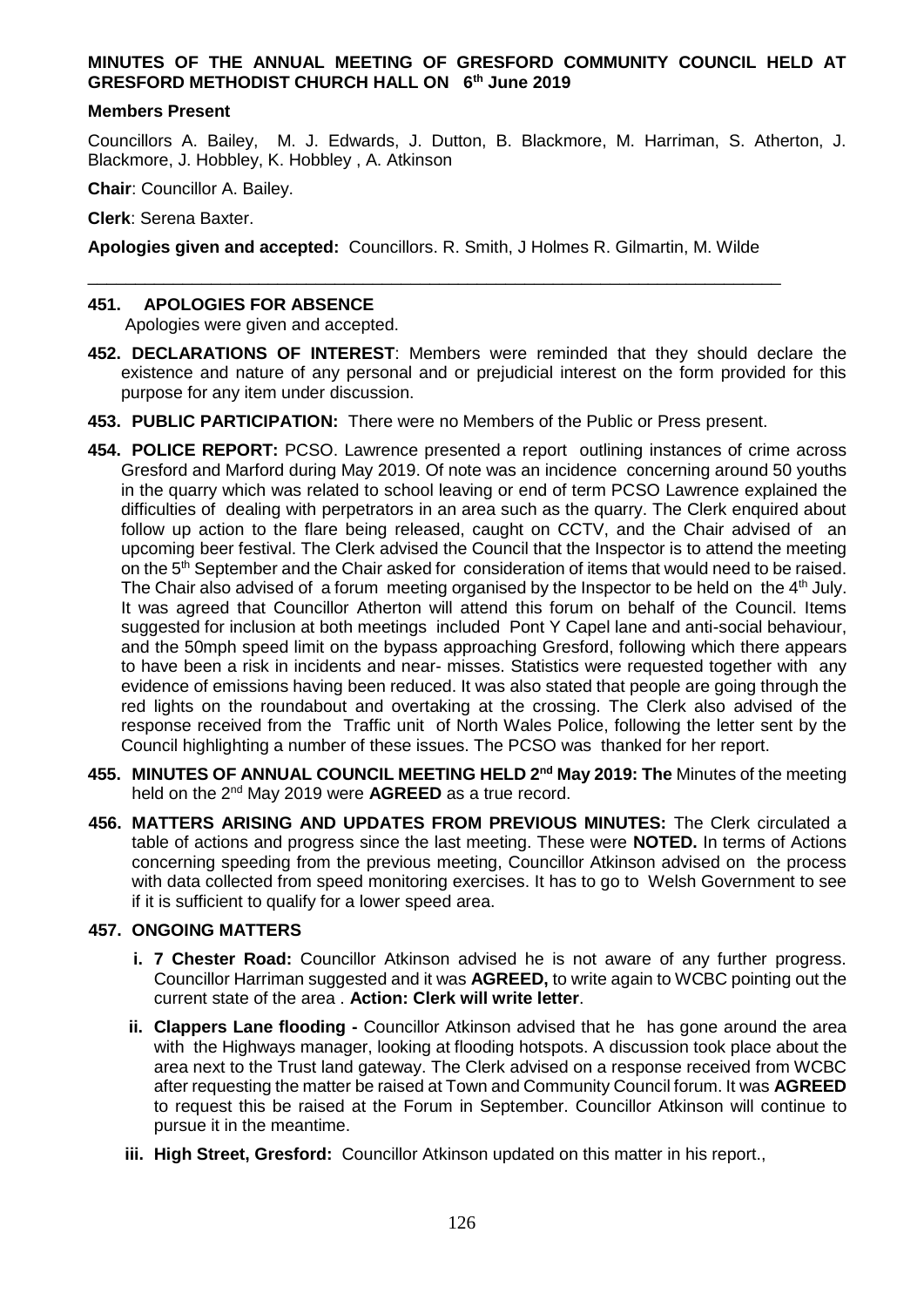**MINUTES OF THE ANNUAL MEETING OF GRESFORD COMMUNITY COUNCIL HELD AT GRESFORD METHODIST CHURCH HALL ON 6th June 2019**

**Members Present**

Councillors A. Bailey, M. J. Edwards, J. Dutton, B. Blackmore, M. Harriman, S. Atherton, J. Blackmore, J. Hobbley, K. Hobbley , A. Atkinson

**Chair**: Councillor A. Bailey.

**Clerk**: Serena Baxter.

**Apologies given and accepted:** Councillors. R. Smith, J Holmes R. Gilmartin, M. Wilde

---

**451. APOLOGIES FOR ABSENCE**
Apologies were given and accepted.

**452. DECLARATIONS OF INTEREST**: Members were reminded that they should declare the existence and nature of any personal and or prejudicial interest on the form provided for this purpose for any item under discussion.

**453. PUBLIC PARTICIPATION:** There were no Members of the Public or Press present.

**454. POLICE REPORT:** PCSO. Lawrence presented a report outlining instances of crime across Gresford and Marford during May 2019. Of note was an incidence concerning around 50 youths in the quarry which was related to school leaving or end of term PCSO Lawrence explained the difficulties of dealing with perpetrators in an area such as the quarry. The Clerk enquired about follow up action to the flare being released, caught on CCTV, and the Chair advised of an upcoming beer festival. The Clerk advised the Council that the Inspector is to attend the meeting on the 5th September and the Chair asked for consideration of items that would need to be raised. The Chair also advised of a forum meeting organised by the Inspector to be held on the 4th July. It was agreed that Councillor Atherton will attend this forum on behalf of the Council. Items suggested for inclusion at both meetings included Pont Y Capel lane and anti-social behaviour, and the 50mph speed limit on the bypass approaching Gresford, following which there appears to have been a risk in incidents and near- misses. Statistics were requested together with any evidence of emissions having been reduced. It was also stated that people are going through the red lights on the roundabout and overtaking at the crossing. The Clerk also advised of the response received from the Traffic unit of North Wales Police, following the letter sent by the Council highlighting a number of these issues. The PCSO was thanked for her report.

**455. MINUTES OF ANNUAL COUNCIL MEETING HELD 2nd May 2019: The** Minutes of the meeting held on the 2nd May 2019 were **AGREED** as a true record.

**456. MATTERS ARISING AND UPDATES FROM PREVIOUS MINUTES:** The Clerk circulated a table of actions and progress since the last meeting. These were **NOTED.** In terms of Actions concerning speeding from the previous meeting, Councillor Atkinson advised on the process with data collected from speed monitoring exercises. It has to go to Welsh Government to see if it is sufficient to qualify for a lower speed area.

**457. ONGOING MATTERS**

- **i. 7 Chester Road:** Councillor Atkinson advised he is not aware of any further progress. Councillor Harriman suggested and it was **AGREED,** to write again to WCBC pointing out the current state of the area . **Action: Clerk will write letter**.
- **ii. Clappers Lane flooding -** Councillor Atkinson advised that he has gone around the area with the Highways manager, looking at flooding hotspots. A discussion took place about the area next to the Trust land gateway. The Clerk advised on a response received from WCBC after requesting the matter be raised at Town and Community Council forum. It was **AGREED** to request this be raised at the Forum in September. Councillor Atkinson will continue to pursue it in the meantime.
- **iii. High Street, Gresford:** Councillor Atkinson updated on this matter in his report.,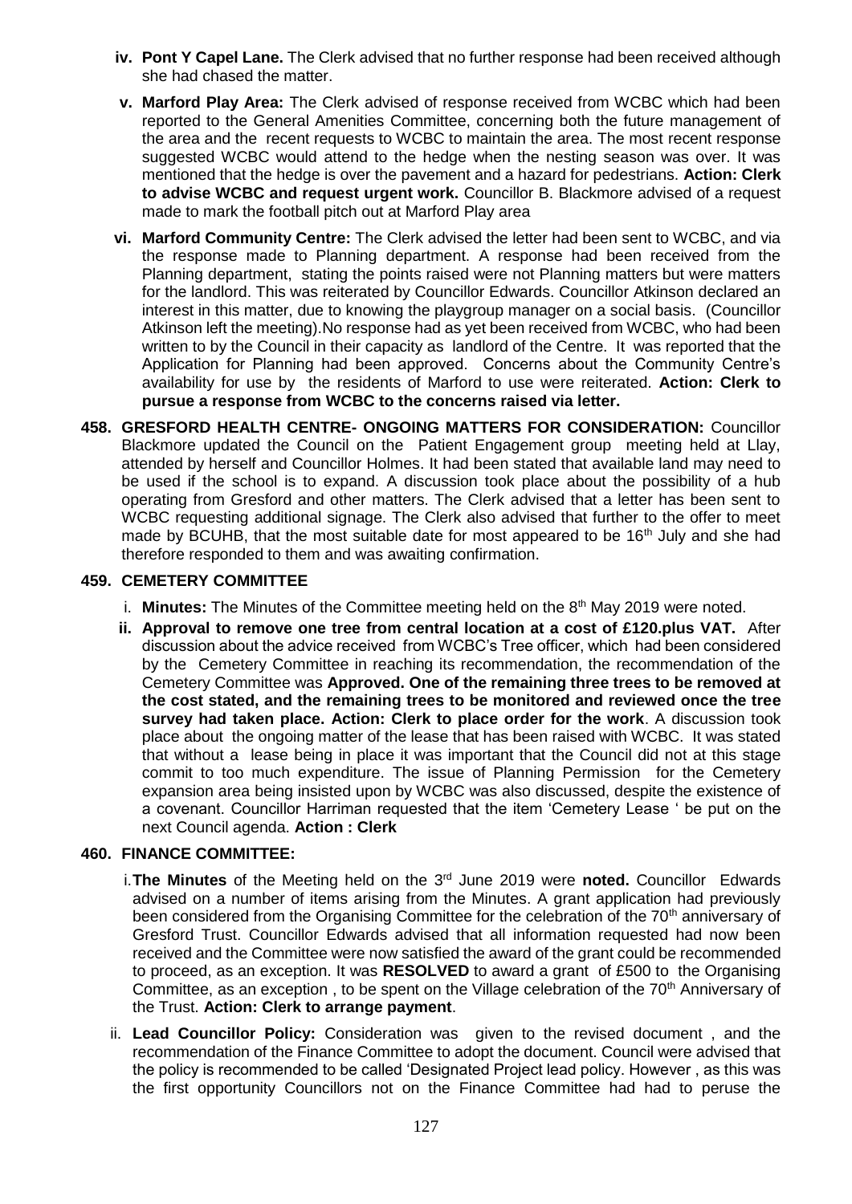- **iv. Pont Y Capel Lane.** The Clerk advised that no further response had been received although she had chased the matter.
- **v. Marford Play Area:** The Clerk advised of response received from WCBC which had been reported to the General Amenities Committee, concerning both the future management of the area and the recent requests to WCBC to maintain the area. The most recent response suggested WCBC would attend to the hedge when the nesting season was over. It was mentioned that the hedge is over the pavement and a hazard for pedestrians. **Action: Clerk to advise WCBC and request urgent work.** Councillor B. Blackmore advised of a request made to mark the football pitch out at Marford Play area
- **vi. Marford Community Centre:** The Clerk advised the letter had been sent to WCBC, and via the response made to Planning department. A response had been received from the Planning department, stating the points raised were not Planning matters but were matters for the landlord. This was reiterated by Councillor Edwards. Councillor Atkinson declared an interest in this matter, due to knowing the playgroup manager on a social basis. (Councillor Atkinson left the meeting).No response had as yet been received from WCBC, who had been written to by the Council in their capacity as landlord of the Centre. It was reported that the Application for Planning had been approved. Concerns about the Community Centre's availability for use by the residents of Marford to use were reiterated. **Action: Clerk to pursue a response from WCBC to the concerns raised via letter.**

**458. GRESFORD HEALTH CENTRE- ONGOING MATTERS FOR CONSIDERATION:** Councillor Blackmore updated the Council on the Patient Engagement group meeting held at Llay, attended by herself and Councillor Holmes. It had been stated that available land may need to be used if the school is to expand. A discussion took place about the possibility of a hub operating from Gresford and other matters. The Clerk advised that a letter has been sent to WCBC requesting additional signage. The Clerk also advised that further to the offer to meet made by BCUHB, that the most suitable date for most appeared to be 16th July and she had therefore responded to them and was awaiting confirmation.

**459. CEMETERY COMMITTEE**

- i. **Minutes:** The Minutes of the Committee meeting held on the 8th May 2019 were noted.
- ii. **Approval to remove one tree from central location at a cost of £120.plus VAT.** After discussion about the advice received from WCBC's Tree officer, which had been considered by the Cemetery Committee in reaching its recommendation, the recommendation of the Cemetery Committee was **Approved. One of the remaining three trees to be removed at the cost stated, and the remaining trees to be monitored and reviewed once the tree survey had taken place. Action: Clerk to place order for the work**. A discussion took place about the ongoing matter of the lease that has been raised with WCBC. It was stated that without a lease being in place it was important that the Council did not at this stage commit to too much expenditure. The issue of Planning Permission for the Cemetery expansion area being insisted upon by WCBC was also discussed, despite the existence of a covenant. Councillor Harriman requested that the item 'Cemetery Lease ' be put on the next Council agenda. **Action : Clerk**

**460. FINANCE COMMITTEE:**

- i. **The Minutes** of the Meeting held on the 3rd June 2019 were **noted.** Councillor Edwards advised on a number of items arising from the Minutes. A grant application had previously been considered from the Organising Committee for the celebration of the 70th anniversary of Gresford Trust. Councillor Edwards advised that all information requested had now been received and the Committee were now satisfied the award of the grant could be recommended to proceed, as an exception. It was **RESOLVED** to award a grant of £500 to the Organising Committee, as an exception , to be spent on the Village celebration of the 70th Anniversary of the Trust. **Action: Clerk to arrange payment**.
- ii. **Lead Councillor Policy:** Consideration was given to the revised document , and the recommendation of the Finance Committee to adopt the document. Council were advised that the policy is recommended to be called 'Designated Project lead policy. However , as this was the first opportunity Councillors not on the Finance Committee had had to peruse the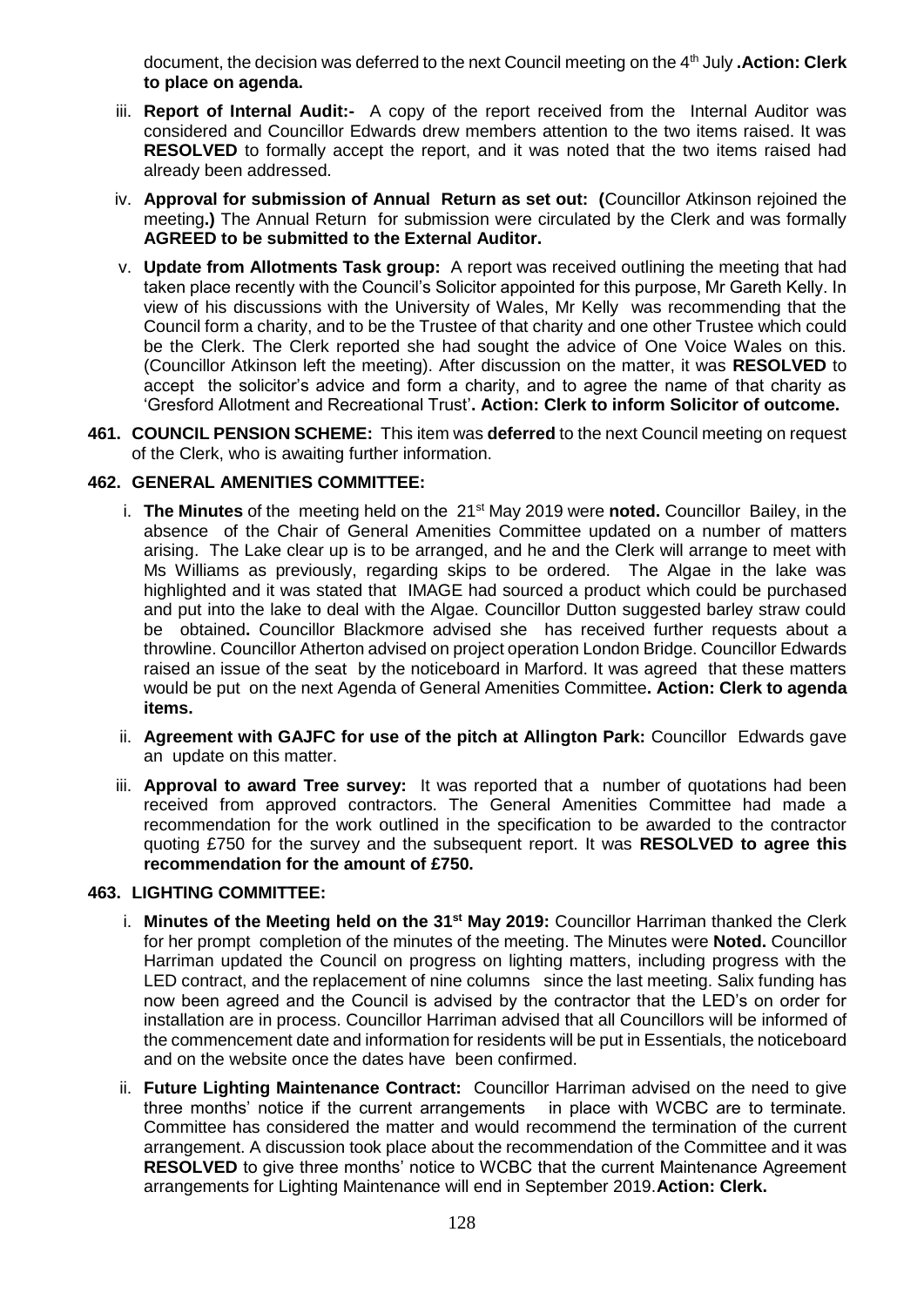document, the decision was deferred to the next Council meeting on the 4th July **.Action: Clerk to place on agenda.**

iii. **Report of Internal Audit:-** A copy of the report received from the Internal Auditor was considered and Councillor Edwards drew members attention to the two items raised. It was **RESOLVED** to formally accept the report, and it was noted that the two items raised had already been addressed.

iv. **Approval for submission of Annual Return as set out: (**Councillor Atkinson rejoined the meeting**.)** The Annual Return for submission were circulated by the Clerk and was formally **AGREED to be submitted to the External Auditor.**

v. **Update from Allotments Task group:** A report was received outlining the meeting that had taken place recently with the Council's Solicitor appointed for this purpose, Mr Gareth Kelly. In view of his discussions with the University of Wales, Mr Kelly was recommending that the Council form a charity, and to be the Trustee of that charity and one other Trustee which could be the Clerk. The Clerk reported she had sought the advice of One Voice Wales on this. (Councillor Atkinson left the meeting). After discussion on the matter, it was **RESOLVED** to accept the solicitor's advice and form a charity, and to agree the name of that charity as 'Gresford Allotment and Recreational Trust'**. Action: Clerk to inform Solicitor of outcome.**

**461. COUNCIL PENSION SCHEME:** This item was **deferred** to the next Council meeting on request of the Clerk, who is awaiting further information.

**462. GENERAL AMENITIES COMMITTEE:**

i. **The Minutes** of the meeting held on the 21st May 2019 were **noted.** Councillor Bailey, in the absence of the Chair of General Amenities Committee updated on a number of matters arising. The Lake clear up is to be arranged, and he and the Clerk will arrange to meet with Ms Williams as previously, regarding skips to be ordered. The Algae in the lake was highlighted and it was stated that IMAGE had sourced a product which could be purchased and put into the lake to deal with the Algae. Councillor Dutton suggested barley straw could be obtained**.** Councillor Blackmore advised she has received further requests about a throwline. Councillor Atherton advised on project operation London Bridge. Councillor Edwards raised an issue of the seat by the noticeboard in Marford. It was agreed that these matters would be put on the next Agenda of General Amenities Committee**. Action: Clerk to agenda items.**

ii. **Agreement with GAJFC for use of the pitch at Allington Park:** Councillor Edwards gave an update on this matter.

iii. **Approval to award Tree survey:** It was reported that a number of quotations had been received from approved contractors. The General Amenities Committee had made a recommendation for the work outlined in the specification to be awarded to the contractor quoting £750 for the survey and the subsequent report. It was **RESOLVED to agree this recommendation for the amount of £750.**

**463. LIGHTING COMMITTEE:**

i. **Minutes of the Meeting held on the 31st May 2019:** Councillor Harriman thanked the Clerk for her prompt completion of the minutes of the meeting. The Minutes were **Noted.** Councillor Harriman updated the Council on progress on lighting matters, including progress with the LED contract, and the replacement of nine columns since the last meeting. Salix funding has now been agreed and the Council is advised by the contractor that the LED's on order for installation are in process. Councillor Harriman advised that all Councillors will be informed of the commencement date and information for residents will be put in Essentials, the noticeboard and on the website once the dates have been confirmed.

ii. **Future Lighting Maintenance Contract:** Councillor Harriman advised on the need to give three months' notice if the current arrangements in place with WCBC are to terminate. Committee has considered the matter and would recommend the termination of the current arrangement. A discussion took place about the recommendation of the Committee and it was **RESOLVED** to give three months' notice to WCBC that the current Maintenance Agreement arrangements for Lighting Maintenance will end in September 2019.**Action: Clerk.**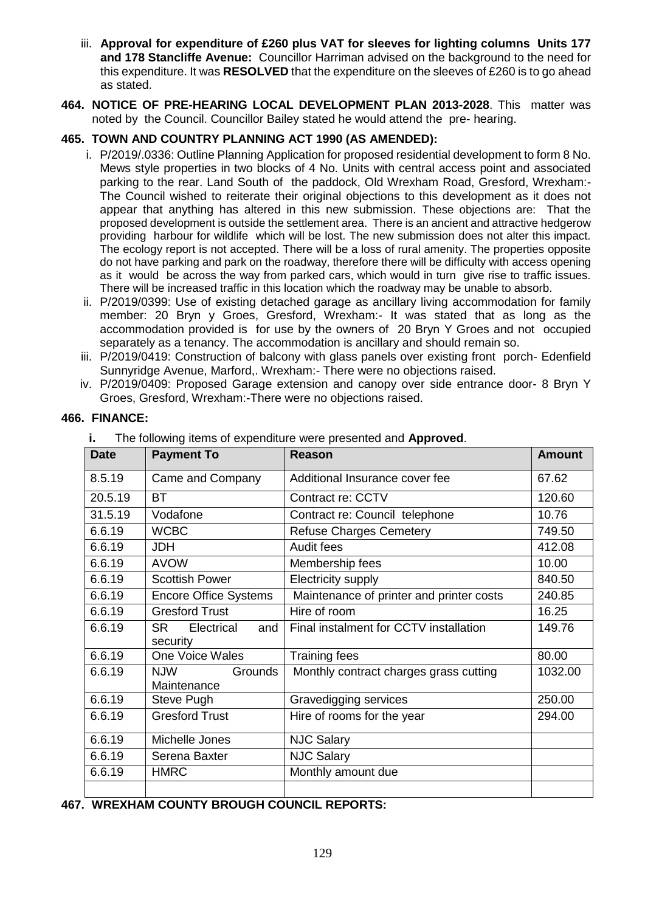iii. **Approval for expenditure of £260 plus VAT for sleeves for lighting columns Units 177 and 178 Stancliffe Avenue:** Councillor Harriman advised on the background to the need for this expenditure. It was **RESOLVED** that the expenditure on the sleeves of £260 is to go ahead as stated.

**464. NOTICE OF PRE-HEARING LOCAL DEVELOPMENT PLAN 2013-2028**. This matter was noted by the Council. Councillor Bailey stated he would attend the pre- hearing.

**465. TOWN AND COUNTRY PLANNING ACT 1990 (AS AMENDED):**

i. P/2019/.0336: Outline Planning Application for proposed residential development to form 8 No. Mews style properties in two blocks of 4 No. Units with central access point and associated parking to the rear. Land South of the paddock, Old Wrexham Road, Gresford, Wrexham:- The Council wished to reiterate their original objections to this development as it does not appear that anything has altered in this new submission. These objections are: That the proposed development is outside the settlement area. There is an ancient and attractive hedgerow providing harbour for wildlife which will be lost. The new submission does not alter this impact. The ecology report is not accepted. There will be a loss of rural amenity. The properties opposite do not have parking and park on the roadway, therefore there will be difficulty with access opening as it would be across the way from parked cars, which would in turn give rise to traffic issues. There will be increased traffic in this location which the roadway may be unable to absorb.

ii. P/2019/0399: Use of existing detached garage as ancillary living accommodation for family member: 20 Bryn y Groes, Gresford, Wrexham:- It was stated that as long as the accommodation provided is for use by the owners of 20 Bryn Y Groes and not occupied separately as a tenancy. The accommodation is ancillary and should remain so.

iii. P/2019/0419: Construction of balcony with glass panels over existing front porch- Edenfield Sunnyridge Avenue, Marford,. Wrexham:- There were no objections raised.

iv. P/2019/0409: Proposed Garage extension and canopy over side entrance door- 8 Bryn Y Groes, Gresford, Wrexham:-There were no objections raised.

**466. FINANCE:**

**i.** The following items of expenditure were presented and **Approved**.

| Date | Payment To | Reason | Amount |
|---|---|---|---|
| 8.5.19 | Came and Company | Additional Insurance cover fee | 67.62 |
| 20.5.19 | BT | Contract re: CCTV | 120.60 |
| 31.5.19 | Vodafone | Contract re: Council telephone | 10.76 |
| 6.6.19 | WCBC | Refuse Charges Cemetery | 749.50 |
| 6.6.19 | JDH | Audit fees | 412.08 |
| 6.6.19 | AVOW | Membership fees | 10.00 |
| 6.6.19 | Scottish Power | Electricity supply | 840.50 |
| 6.6.19 | Encore Office Systems | Maintenance of printer and printer costs | 240.85 |
| 6.6.19 | Gresford Trust | Hire of room | 16.25 |
| 6.6.19 | SR Electrical and security | Final instalment for CCTV installation | 149.76 |
| 6.6.19 | One Voice Wales | Training fees | 80.00 |
| 6.6.19 | NJW Grounds Maintenance | Monthly contract charges grass cutting | 1032.00 |
| 6.6.19 | Steve Pugh | Gravedigging services | 250.00 |
| 6.6.19 | Gresford Trust | Hire of rooms for the year | 294.00 |
| 6.6.19 | Michelle Jones | NJC Salary | |
| 6.6.19 | Serena Baxter | NJC Salary | |
| 6.6.19 | HMRC | Monthly amount due | |
| | | | |

**467. WREXHAM COUNTY BROUGH COUNCIL REPORTS:**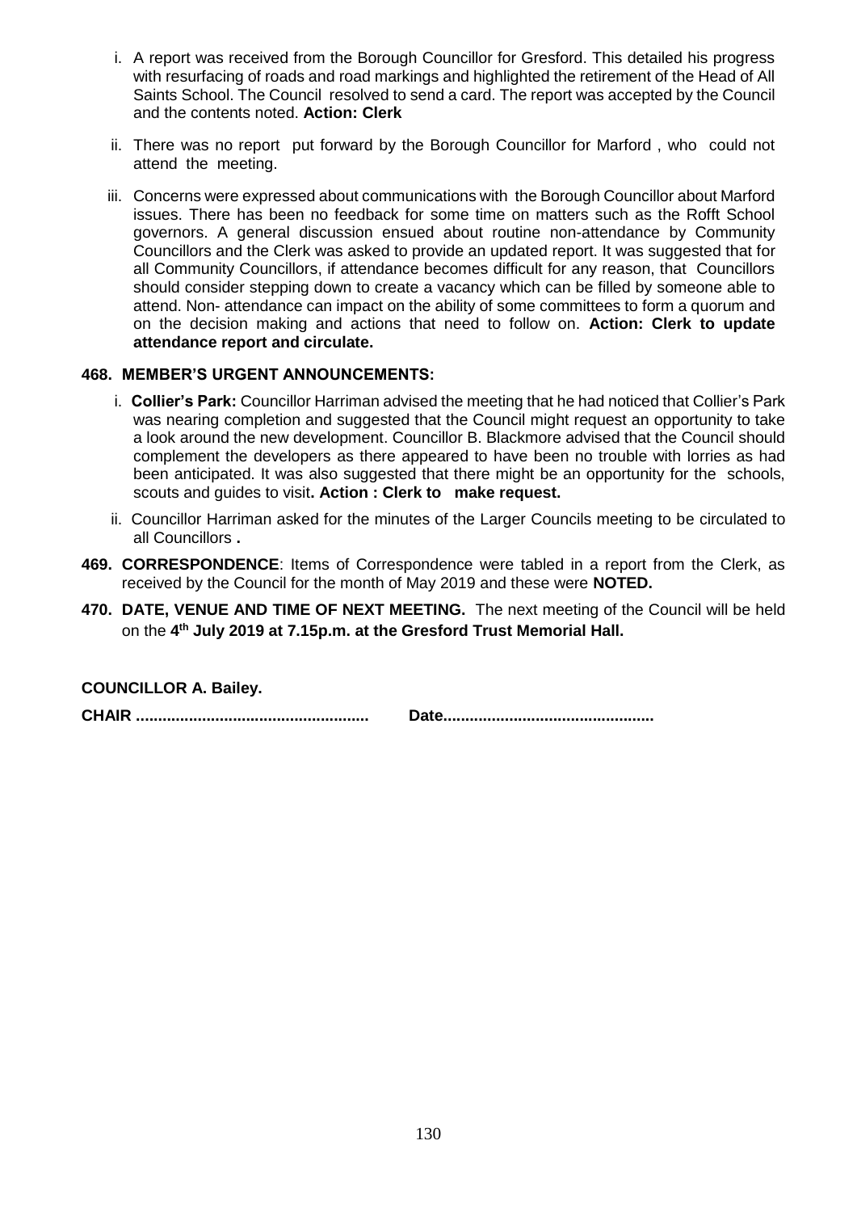i. A report was received from the Borough Councillor for Gresford. This detailed his progress with resurfacing of roads and road markings and highlighted the retirement of the Head of All Saints School. The Council resolved to send a card. The report was accepted by the Council and the contents noted. **Action: Clerk**

ii. There was no report put forward by the Borough Councillor for Marford , who could not attend the meeting.

iii. Concerns were expressed about communications with the Borough Councillor about Marford issues. There has been no feedback for some time on matters such as the Rofft School governors. A general discussion ensued about routine non-attendance by Community Councillors and the Clerk was asked to provide an updated report. It was suggested that for all Community Councillors, if attendance becomes difficult for any reason, that Councillors should consider stepping down to create a vacancy which can be filled by someone able to attend. Non- attendance can impact on the ability of some committees to form a quorum and on the decision making and actions that need to follow on. **Action: Clerk to update attendance report and circulate.**

**468. MEMBER'S URGENT ANNOUNCEMENTS:**

i. **Collier's Park:** Councillor Harriman advised the meeting that he had noticed that Collier's Park was nearing completion and suggested that the Council might request an opportunity to take a look around the new development. Councillor B. Blackmore advised that the Council should complement the developers as there appeared to have been no trouble with lorries as had been anticipated. It was also suggested that there might be an opportunity for the schools, scouts and guides to visit**. Action : Clerk to make request.**

ii. Councillor Harriman asked for the minutes of the Larger Councils meeting to be circulated to all Councillors **.**

**469. CORRESPONDENCE**: Items of Correspondence were tabled in a report from the Clerk, as received by the Council for the month of May 2019 and these were **NOTED.**

**470. DATE, VENUE AND TIME OF NEXT MEETING.** The next meeting of the Council will be held on the **4th July 2019 at 7.15p.m. at the Gresford Trust Memorial Hall.**

**COUNCILLOR A. Bailey.**

**CHAIR ....................................................  Date...............................................**